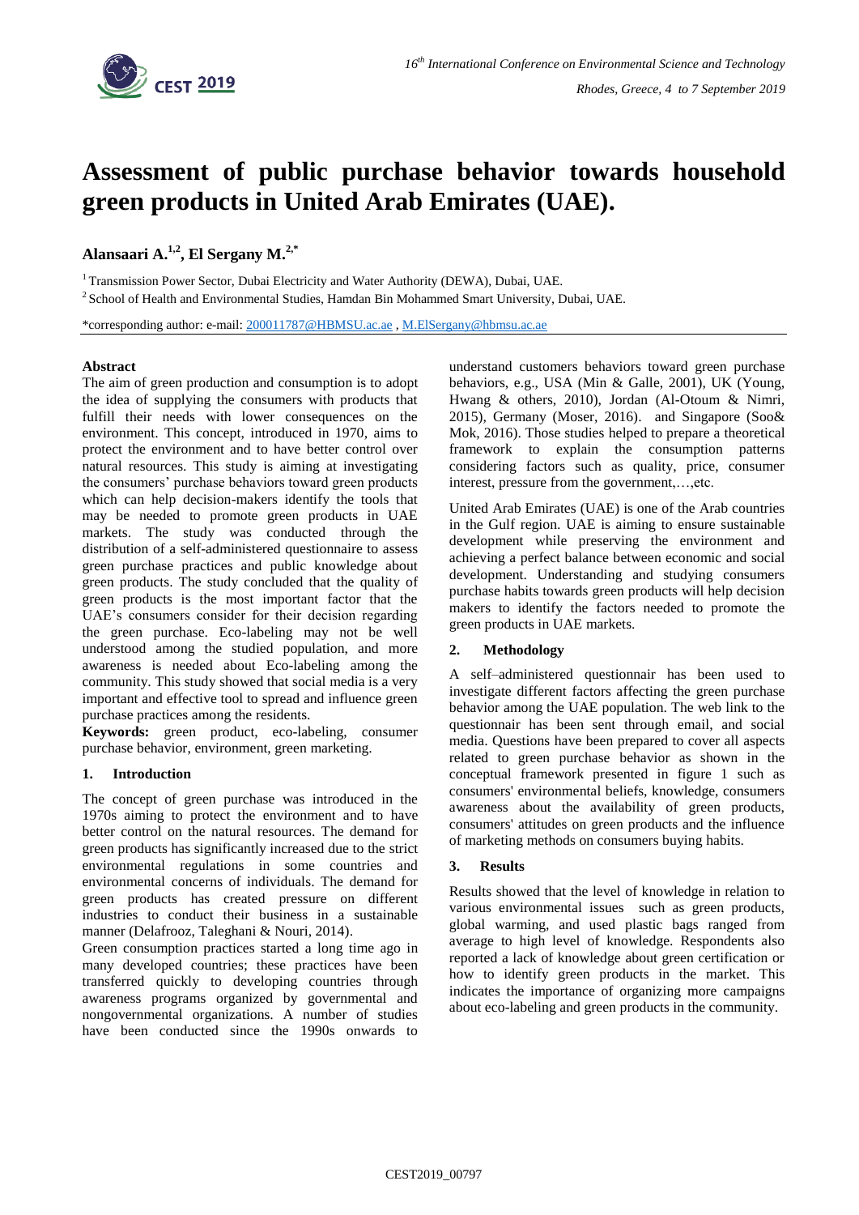# Assessment of public purchase behavior towards household green products in United Arab Emirates (UAE).

**Alansaari A.[1,2], El Sergany M.[2,*]**

[1] Transmission Power Sector, Dubai Electricity and Water Authority (DEWA), Dubai, UAE.

[2] School of Health and Environmental Studies, Hamdan Bin Mohammed Smart University, Dubai, UAE.

*corresponding author: e-mail: 200011787@HBMSU.ac.ae , M.ElSergany@hbmsu.ac.ae

**Abstract**

The aim of green production and consumption is to adopt the idea of supplying the consumers with products that fulfill their needs with lower consequences on the environment. This concept, introduced in 1970, aims to protect the environment and to have better control over natural resources. This study is aiming at investigating the consumers' purchase behaviors toward green products which can help decision-makers identify the tools that may be needed to promote green products in UAE markets. The study was conducted through the distribution of a self-administered questionnaire to assess green purchase practices and public knowledge about green products. The study concluded that the quality of green products is the most important factor that the UAE's consumers consider for their decision regarding the green purchase. Eco-labeling may not be well understood among the studied population, and more awareness is needed about Eco-labeling among the community. This study showed that social media is a very important and effective tool to spread and influence green purchase practices among the residents.

**Keywords:** green product, eco-labeling, consumer purchase behavior, environment, green marketing.

## 1. Introduction

The concept of green purchase was introduced in the 1970s aiming to protect the environment and to have better control on the natural resources. The demand for green products has significantly increased due to the strict environmental regulations in some countries and environmental concerns of individuals. The demand for green products has created pressure on different industries to conduct their business in a sustainable manner (Delafrooz, Taleghani & Nouri, 2014).

Green consumption practices started a long time ago in many developed countries; these practices have been transferred quickly to developing countries through awareness programs organized by governmental and nongovernmental organizations. A number of studies have been conducted since the 1990s onwards to understand customers behaviors toward green purchase behaviors, e.g., USA (Min & Galle, 2001), UK (Young, Hwang & others, 2010), Jordan (Al-Otoum & Nimri, 2015), Germany (Moser, 2016). and Singapore (Soo& Mok, 2016). Those studies helped to prepare a theoretical framework to explain the consumption patterns considering factors such as quality, price, consumer interest, pressure from the government,…,etc.

United Arab Emirates (UAE) is one of the Arab countries in the Gulf region. UAE is aiming to ensure sustainable development while preserving the environment and achieving a perfect balance between economic and social development. Understanding and studying consumers purchase habits towards green products will help decision makers to identify the factors needed to promote the green products in UAE markets.

## 2. Methodology

A self–administered questionnair has been used to investigate different factors affecting the green purchase behavior among the UAE population. The web link to the questionnair has been sent through email, and social media. Questions have been prepared to cover all aspects related to green purchase behavior as shown in the conceptual framework presented in figure 1 such as consumers' environmental beliefs, knowledge, consumers awareness about the availability of green products, consumers' attitudes on green products and the influence of marketing methods on consumers buying habits.

## 3. Results

Results showed that the level of knowledge in relation to various environmental issues such as green products, global warming, and used plastic bags ranged from average to high level of knowledge. Respondents also reported a lack of knowledge about green certification or how to identify green products in the market. This indicates the importance of organizing more campaigns about eco-labeling and green products in the community.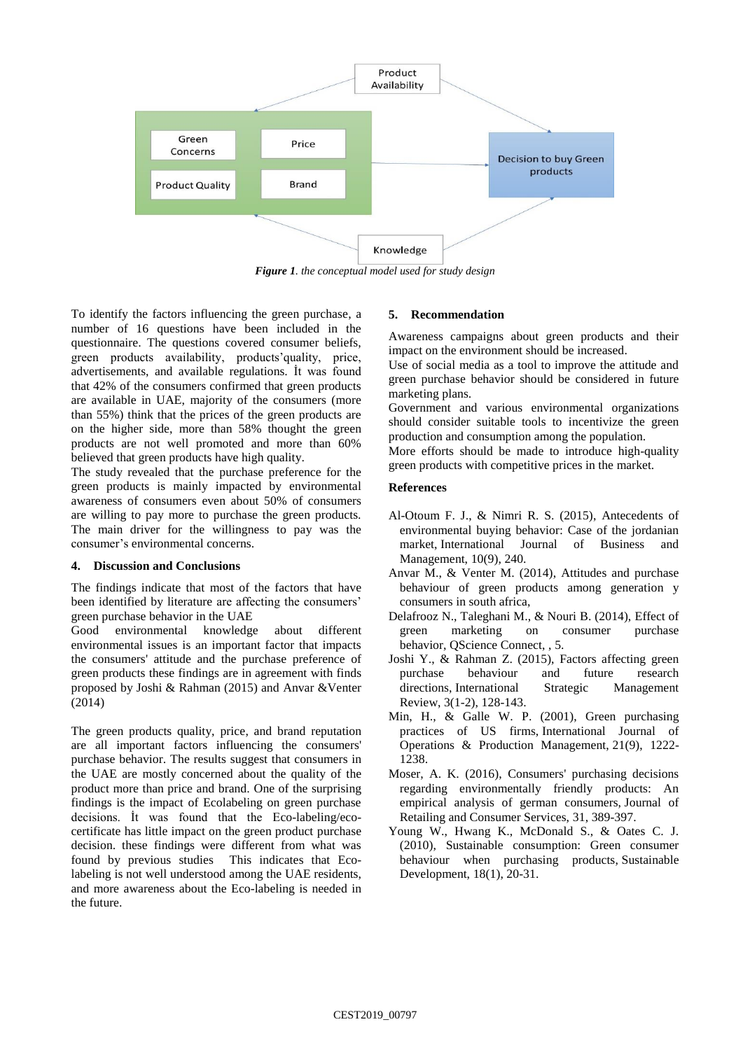Product Availability

Green Concerns

Price

Product Quality

Brand

Decision to buy Green products

Knowledge

***Figure 1****. the conceptual model used for study design*

To identify the factors influencing the green purchase, a number of 16 questions have been included in the questionnaire. The questions covered consumer beliefs, green products availability, products'quality, price, advertisements, and available regulations. İt was found that 42% of the consumers confirmed that green products are available in UAE, majority of the consumers (more than 55%) think that the prices of the green products are on the higher side, more than 58% thought the green products are not well promoted and more than 60% believed that green products have high quality.

The study revealed that the purchase preference for the green products is mainly impacted by environmental awareness of consumers even about 50% of consumers are willing to pay more to purchase the green products. The main driver for the willingness to pay was the consumer's environmental concerns.

## 4. Discussion and Conclusions

The findings indicate that most of the factors that have been identified by literature are affecting the consumers' green purchase behavior in the UAE

Good environmental knowledge about different environmental issues is an important factor that impacts the consumers' attitude and the purchase preference of green products these findings are in agreement with finds proposed by Joshi & Rahman (2015) and Anvar &Venter (2014)

The green products quality, price, and brand reputation are all important factors influencing the consumers' purchase behavior. The results suggest that consumers in the UAE are mostly concerned about the quality of the product more than price and brand. One of the surprising findings is the impact of Ecolabeling on green purchase decisions. İt was found that the Eco-labeling/eco-certificate has little impact on the green product purchase decision. these findings were different from what was found by previous studies This indicates that Eco-labeling is not well understood among the UAE residents, and more awareness about the Eco-labeling is needed in the future.

## 5. Recommendation

Awareness campaigns about green products and their impact on the environment should be increased.

Use of social media as a tool to improve the attitude and green purchase behavior should be considered in future marketing plans.

Government and various environmental organizations should consider suitable tools to incentivize the green production and consumption among the population.

More efforts should be made to introduce high-quality green products with competitive prices in the market.

## References

Al-Otoum F. J., & Nimri R. S. (2015), Antecedents of environmental buying behavior: Case of the jordanian market, International Journal of Business and Management, 10(9), 240.

Anvar M., & Venter M. (2014), Attitudes and purchase behaviour of green products among generation y consumers in south africa,

Delafrooz N., Taleghani M., & Nouri B. (2014), Effect of green marketing on consumer purchase behavior, QScience Connect, , 5.

Joshi Y., & Rahman Z. (2015), Factors affecting green purchase behaviour and future research directions, International Strategic Management Review, 3(1-2), 128-143.

Min, H., & Galle W. P. (2001), Green purchasing practices of US firms, International Journal of Operations & Production Management, 21(9), 1222-1238.

Moser, A. K. (2016), Consumers' purchasing decisions regarding environmentally friendly products: An empirical analysis of german consumers, Journal of Retailing and Consumer Services, 31, 389-397.

Young W., Hwang K., McDonald S., & Oates C. J. (2010), Sustainable consumption: Green consumer behaviour when purchasing products, Sustainable Development, 18(1), 20-31.